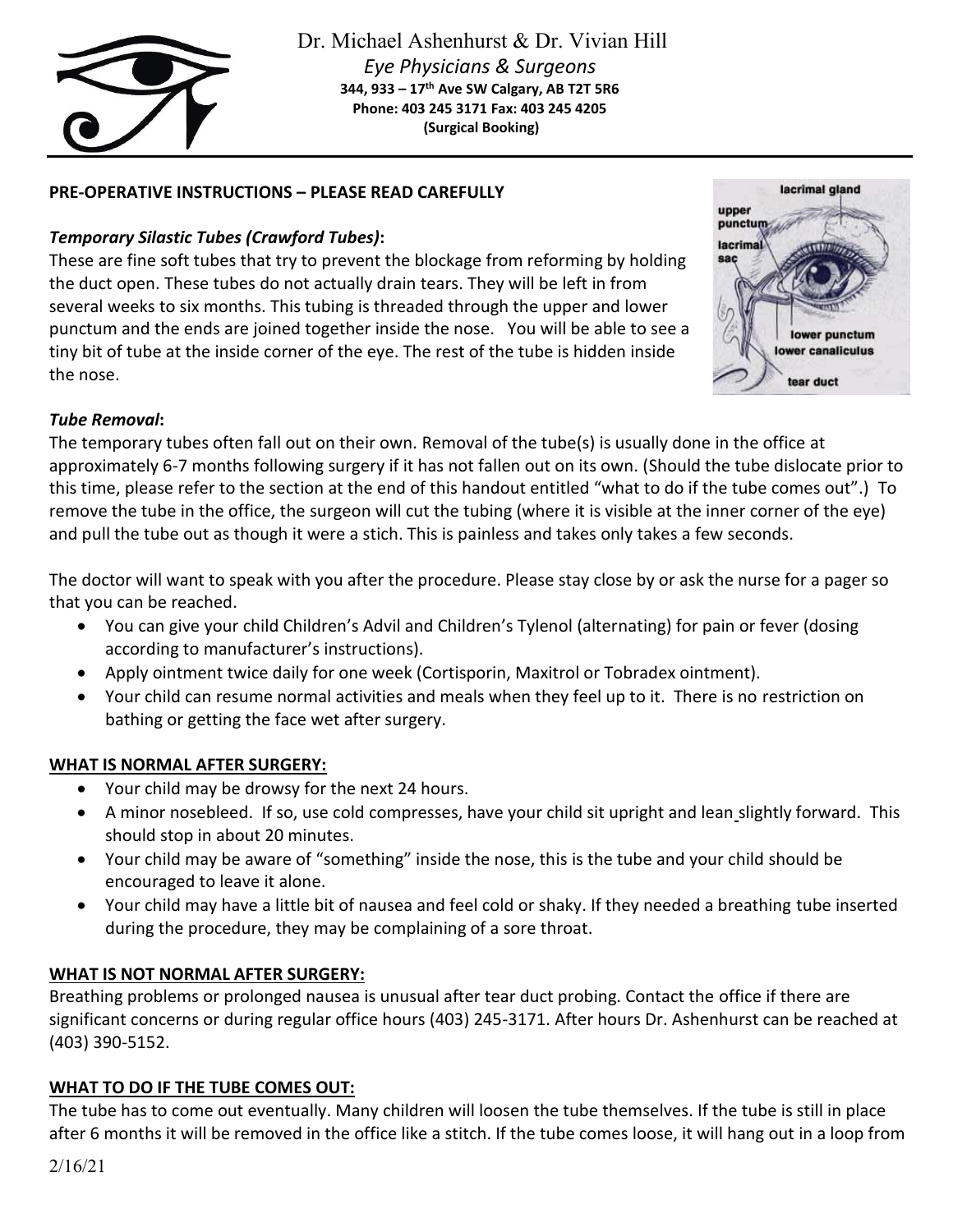Dr. Michael Ashenhurst & Dr. Vivian Hill
*Eye Physicians & Surgeons*
**344, 933 – 17th Ave SW Calgary, AB T2T 5R6**
**Phone: 403 245 3171 Fax: 403 245 4205**
**(Surgical Booking)**

**PRE-OPERATIVE INSTRUCTIONS – PLEASE READ CAREFULLY**

***Temporary Silastic Tubes (Crawford Tubes)*:**
These are fine soft tubes that try to prevent the blockage from reforming by holding the duct open. These tubes do not actually drain tears. They will be left in from several weeks to six months. This tubing is threaded through the upper and lower punctum and the ends are joined together inside the nose. You will be able to see a tiny bit of tube at the inside corner of the eye. The rest of the tube is hidden inside the nose.

***Tube Removal*:**
The temporary tubes often fall out on their own. Removal of the tube(s) is usually done in the office at approximately 6-7 months following surgery if it has not fallen out on its own. (Should the tube dislocate prior to this time, please refer to the section at the end of this handout entitled "what to do if the tube comes out".) To remove the tube in the office, the surgeon will cut the tubing (where it is visible at the inner corner of the eye) and pull the tube out as though it were a stich. This is painless and takes only takes a few seconds.

The doctor will want to speak with you after the procedure. Please stay close by or ask the nurse for a pager so that you can be reached.

- You can give your child Children's Advil and Children's Tylenol (alternating) for pain or fever (dosing according to manufacturer's instructions).
- Apply ointment twice daily for one week (Cortisporin, Maxitrol or Tobradex ointment).
- Your child can resume normal activities and meals when they feel up to it. There is no restriction on bathing or getting the face wet after surgery.

**WHAT IS NORMAL AFTER SURGERY:**

- Your child may be drowsy for the next 24 hours.
- A minor nosebleed. If so, use cold compresses, have your child sit upright and lean slightly forward. This should stop in about 20 minutes.
- Your child may be aware of "something" inside the nose, this is the tube and your child should be encouraged to leave it alone.
- Your child may have a little bit of nausea and feel cold or shaky. If they needed a breathing tube inserted during the procedure, they may be complaining of a sore throat.

**WHAT IS NOT NORMAL AFTER SURGERY:**
Breathing problems or prolonged nausea is unusual after tear duct probing. Contact the office if there are significant concerns or during regular office hours (403) 245-3171. After hours Dr. Ashenhurst can be reached at (403) 390-5152.

**WHAT TO DO IF THE TUBE COMES OUT:**
The tube has to come out eventually. Many children will loosen the tube themselves. If the tube is still in place after 6 months it will be removed in the office like a stitch. If the tube comes loose, it will hang out in a loop from

2/16/21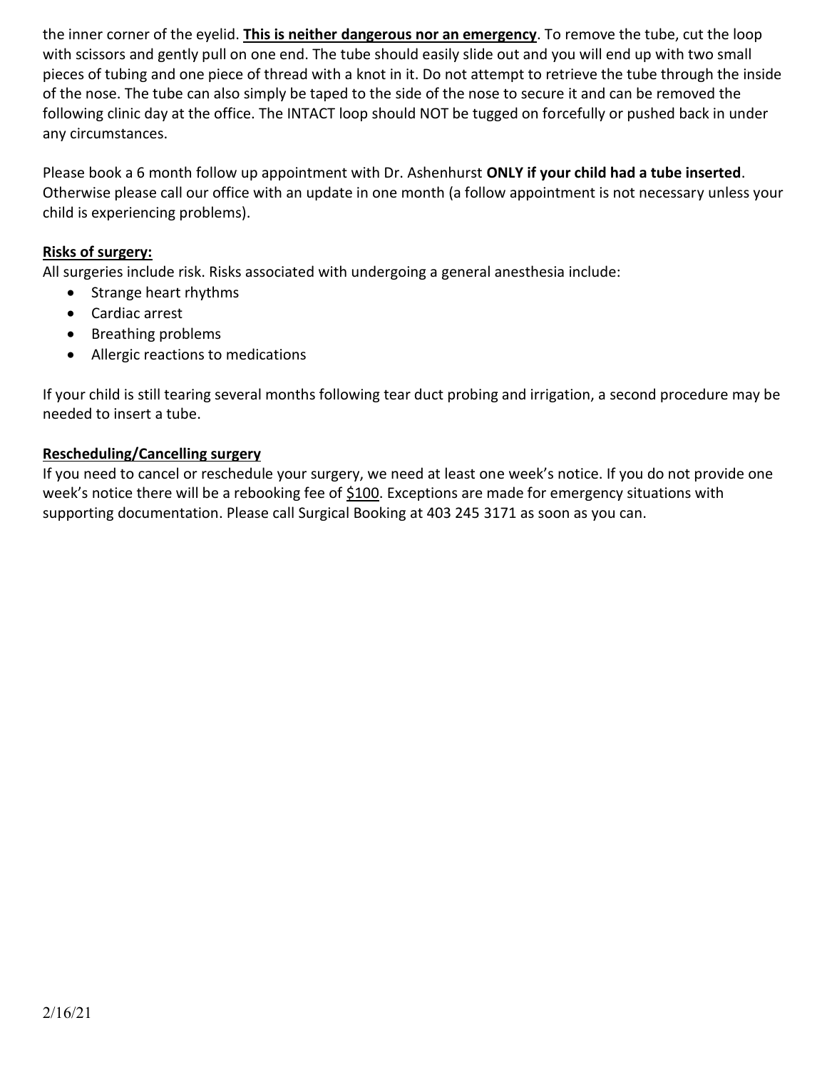the inner corner of the eyelid. **<u>This is neither dangerous nor an emergency</u>**. To remove the tube, cut the loop with scissors and gently pull on one end. The tube should easily slide out and you will end up with two small pieces of tubing and one piece of thread with a knot in it. Do not attempt to retrieve the tube through the inside of the nose. The tube can also simply be taped to the side of the nose to secure it and can be removed the following clinic day at the office. The INTACT loop should NOT be tugged on forcefully or pushed back in under any circumstances.

Please book a 6 month follow up appointment with Dr. Ashenhurst **ONLY if your child had a tube inserted**. Otherwise please call our office with an update in one month (a follow appointment is not necessary unless your child is experiencing problems).

**<u>Risks of surgery:</u>**

All surgeries include risk. Risks associated with undergoing a general anesthesia include:

- Strange heart rhythms
- Cardiac arrest
- Breathing problems
- Allergic reactions to medications

If your child is still tearing several months following tear duct probing and irrigation, a second procedure may be needed to insert a tube.

**<u>Rescheduling/Cancelling surgery</u>**

If you need to cancel or reschedule your surgery, we need at least one week's notice. If you do not provide one week's notice there will be a rebooking fee of <u>$100</u>. Exceptions are made for emergency situations with supporting documentation. Please call Surgical Booking at 403 245 3171 as soon as you can.

2/16/21